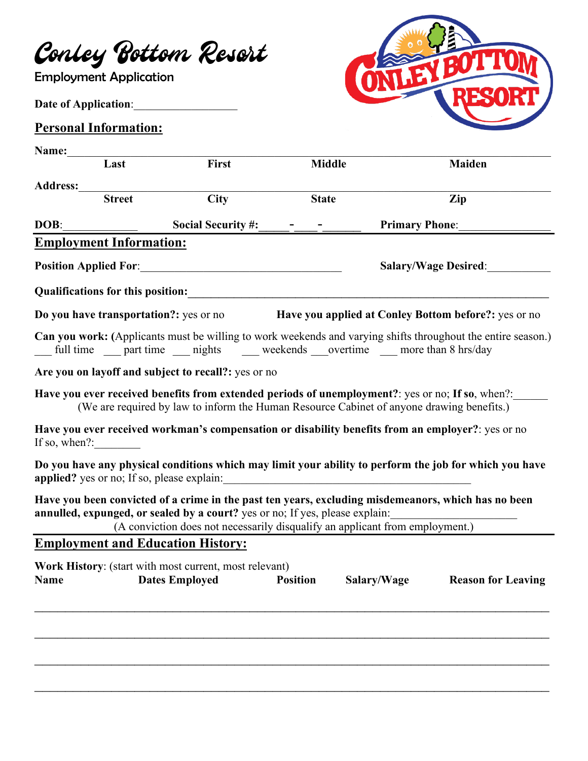# Conley Bottom Resort

Employment Application

**Date of Application**:_________________

## Personal Information:

**Name:**_______________________________________________________________________

| **Last** | **First** | **Middle** | **Maiden** |
|---|---|---|---|

**Address:**_____________________________________________________________________

| **Street** | **City** | **State** | **Zip** |
|---|---|---|---|

**DOB**:_____________ **Social Security #:**_____-____-______ **Primary Phone**:_______________

## Employment Information:

**Position Applied For**:____________________________________ **Salary/Wage Desired**:___________

**Qualifications for this position:**_________________________________________________________

**Do you have transportation?:** yes or no **Have you applied at Conley Bottom before?:** yes or no

**Can you work: (**Applicants must be willing to work weekends and varying shifts throughout the entire season.)
___ full time ___ part time ___ nights ___ weekends ___overtime ___ more than 8 hrs/day

**Are you on layoff and subject to recall?:** yes or no

**Have you ever received benefits from extended periods of unemployment?**: yes or no; **If so**, when?:______
(We are required by law to inform the Human Resource Cabinet of anyone drawing benefits.)

**Have you ever received workman's compensation or disability benefits from an employer?**: yes or no
If so, when?:________

**Do you have any physical conditions which may limit your ability to perform the job for which you have applied?** yes or no; If so, please explain:___________________________________________

**Have you been convicted of a crime in the past ten years, excluding misdemeanors, which has no been annulled, expunged, or sealed by a court?** yes or no; If yes, please explain:_____________________
(A conviction does not necessarily disqualify an applicant from employment.)

## Employment and Education History:

**Work History**: (start with most current, most relevant)

| **Name** | **Dates Employed** | **Position** | **Salary/Wage** | **Reason for Leaving** |
|---|---|---|---|---|
| | | | | |
| | | | | |
| | | | | |
| | | | | |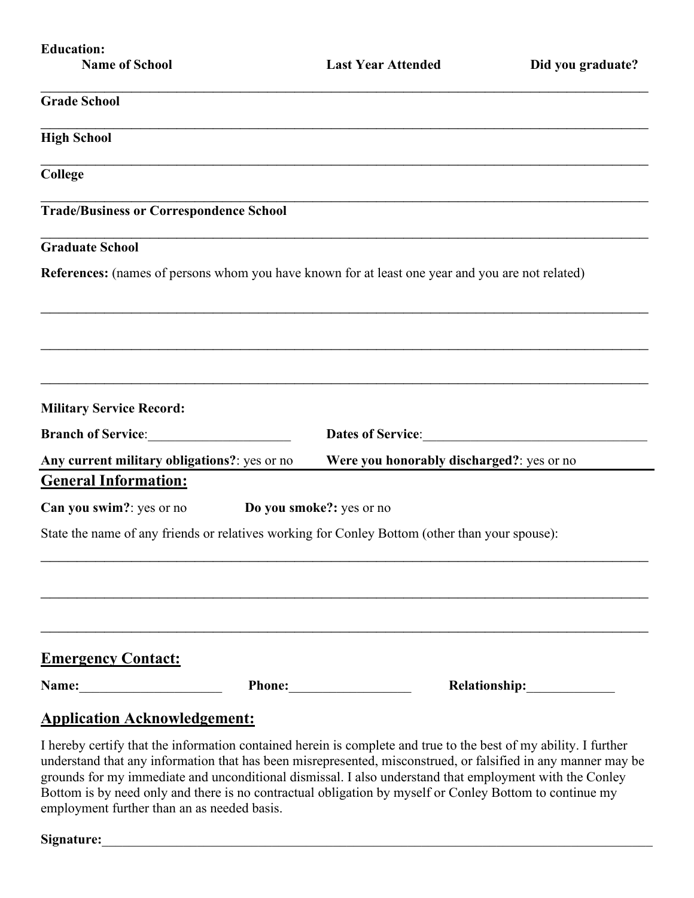**Education:**

| Name of School | Last Year Attended | Did you graduate? |
| --- | --- | --- |
| **Grade School** | | |
| **High School** | | |
| **College** | | |
| **Trade/Business or Correspondence School** | | |
| **Graduate School** | | |

**References:** (names of persons whom you have known for at least one year and you are not related)

______________________________________________________________________________

______________________________________________________________________________

______________________________________________________________________________

**Military Service Record:**

**Branch of Service**:_____________________ **Dates of Service**:_________________________________

**Any current military obligations?**: yes or no **Were you honorably discharged?**: yes or no

## General Information:

**Can you swim?**: yes or no **Do you smoke?:** yes or no

State the name of any friends or relatives working for Conley Bottom (other than your spouse):

______________________________________________________________________________

______________________________________________________________________________

______________________________________________________________________________

## Emergency Contact:

**Name:**_____________________ **Phone:**__________________ **Relationship:**_____________

## Application Acknowledgement:

I hereby certify that the information contained herein is complete and true to the best of my ability. I further understand that any information that has been misrepresented, misconstrued, or falsified in any manner may be grounds for my immediate and unconditional dismissal. I also understand that employment with the Conley Bottom is by need only and there is no contractual obligation by myself or Conley Bottom to continue my employment further than an as needed basis.

**Signature:**_______________________________________________________________________